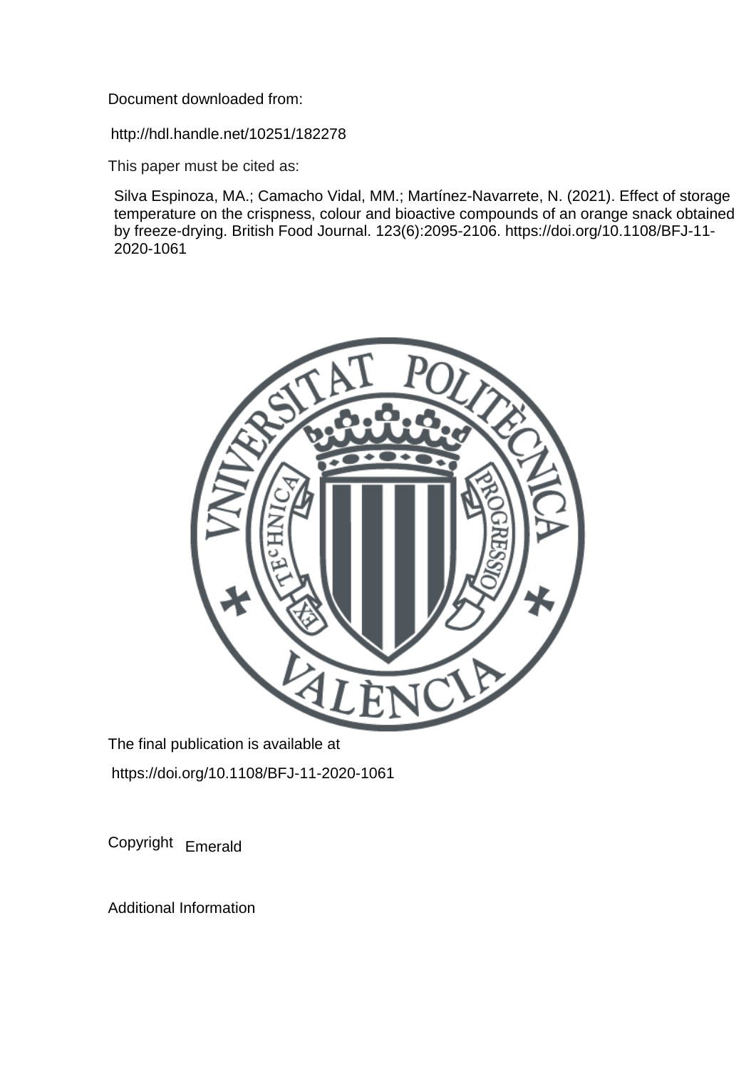Document downloaded from:

http://hdl.handle.net/10251/182278

This paper must be cited as:

Silva Espinoza, MA.; Camacho Vidal, MM.; Martínez-Navarrete, N. (2021). Effect of storage temperature on the crispness, colour and bioactive compounds of an orange snack obtained by freeze-drying. British Food Journal. 123(6):2095-2106. https://doi.org/10.1108/BFJ-11-2020-1061

The final publication is available at

https://doi.org/10.1108/BFJ-11-2020-1061

Copyright Emerald

Additional Information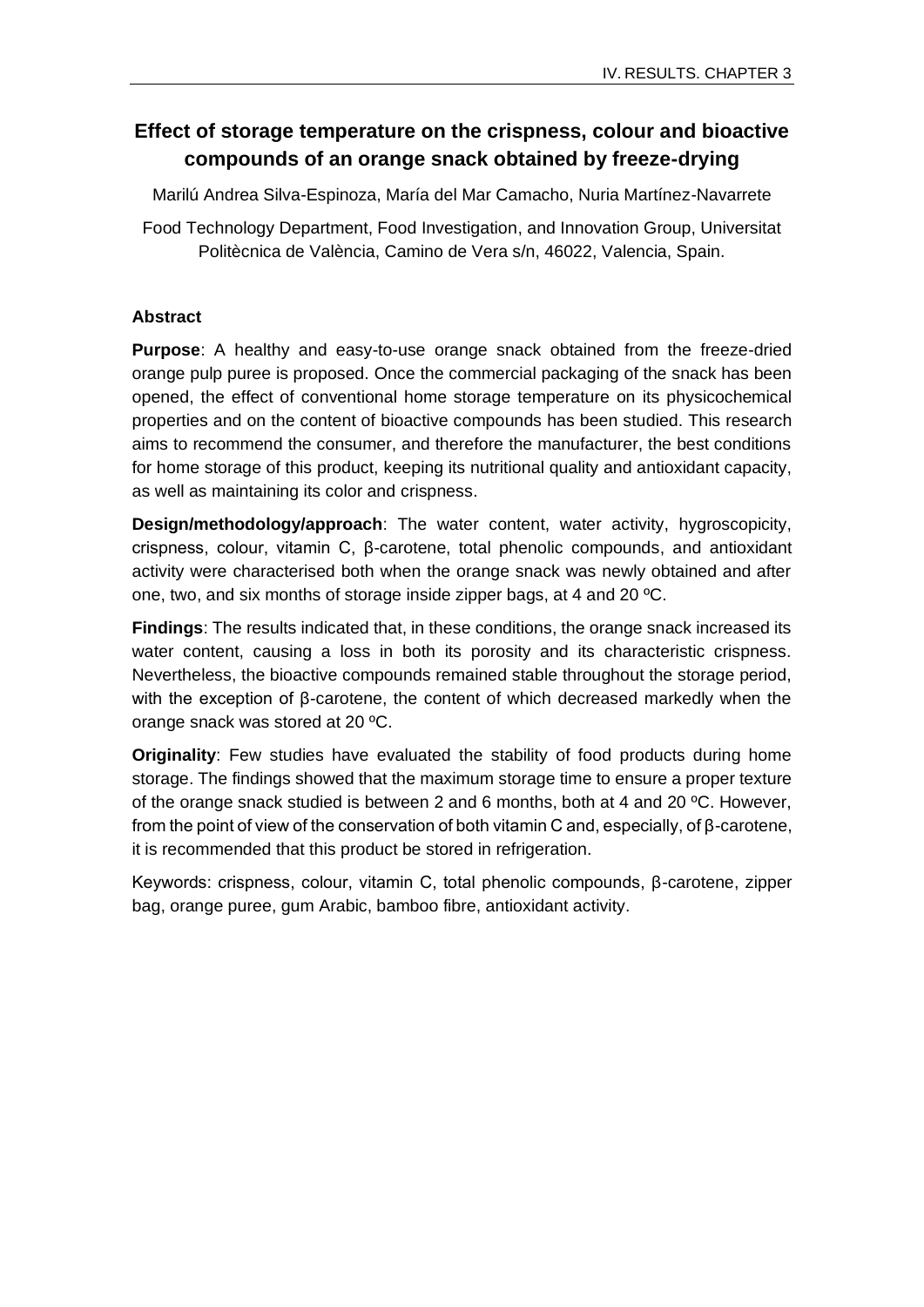# Effect of storage temperature on the crispness, colour and bioactive compounds of an orange snack obtained by freeze-drying

Marilú Andrea Silva-Espinoza, María del Mar Camacho, Nuria Martínez-Navarrete

Food Technology Department, Food Investigation, and Innovation Group, Universitat Politècnica de València, Camino de Vera s/n, 46022, Valencia, Spain.

## Abstract

**Purpose**: A healthy and easy-to-use orange snack obtained from the freeze-dried orange pulp puree is proposed. Once the commercial packaging of the snack has been opened, the effect of conventional home storage temperature on its physicochemical properties and on the content of bioactive compounds has been studied. This research aims to recommend the consumer, and therefore the manufacturer, the best conditions for home storage of this product, keeping its nutritional quality and antioxidant capacity, as well as maintaining its color and crispness.

**Design/methodology/approach**: The water content, water activity, hygroscopicity, crispness, colour, vitamin C, β-carotene, total phenolic compounds, and antioxidant activity were characterised both when the orange snack was newly obtained and after one, two, and six months of storage inside zipper bags, at 4 and 20 ºC.

**Findings**: The results indicated that, in these conditions, the orange snack increased its water content, causing a loss in both its porosity and its characteristic crispness. Nevertheless, the bioactive compounds remained stable throughout the storage period, with the exception of β-carotene, the content of which decreased markedly when the orange snack was stored at 20 ºC.

**Originality**: Few studies have evaluated the stability of food products during home storage. The findings showed that the maximum storage time to ensure a proper texture of the orange snack studied is between 2 and 6 months, both at 4 and 20 ºC. However, from the point of view of the conservation of both vitamin C and, especially, of β-carotene, it is recommended that this product be stored in refrigeration.

Keywords: crispness, colour, vitamin C, total phenolic compounds, β-carotene, zipper bag, orange puree, gum Arabic, bamboo fibre, antioxidant activity.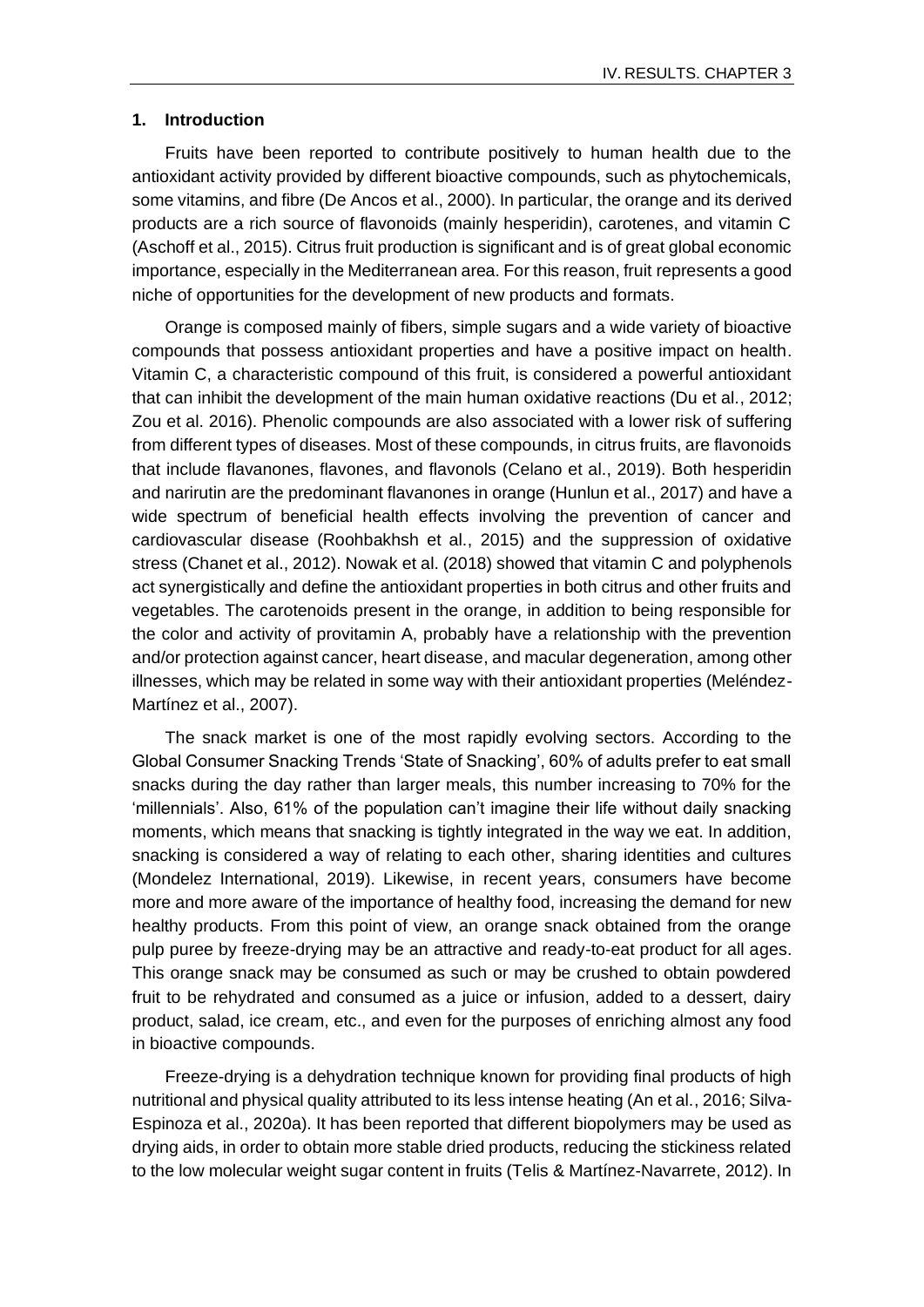## 1. Introduction

Fruits have been reported to contribute positively to human health due to the antioxidant activity provided by different bioactive compounds, such as phytochemicals, some vitamins, and fibre (De Ancos et al., 2000). In particular, the orange and its derived products are a rich source of flavonoids (mainly hesperidin), carotenes, and vitamin C (Aschoff et al., 2015). Citrus fruit production is significant and is of great global economic importance, especially in the Mediterranean area. For this reason, fruit represents a good niche of opportunities for the development of new products and formats.

Orange is composed mainly of fibers, simple sugars and a wide variety of bioactive compounds that possess antioxidant properties and have a positive impact on health. Vitamin C, a characteristic compound of this fruit, is considered a powerful antioxidant that can inhibit the development of the main human oxidative reactions (Du et al., 2012; Zou et al. 2016). Phenolic compounds are also associated with a lower risk of suffering from different types of diseases. Most of these compounds, in citrus fruits, are flavonoids that include flavanones, flavones, and flavonols (Celano et al., 2019). Both hesperidin and narirutin are the predominant flavanones in orange (Hunlun et al., 2017) and have a wide spectrum of beneficial health effects involving the prevention of cancer and cardiovascular disease (Roohbakhsh et al., 2015) and the suppression of oxidative stress (Chanet et al., 2012). Nowak et al. (2018) showed that vitamin C and polyphenols act synergistically and define the antioxidant properties in both citrus and other fruits and vegetables. The carotenoids present in the orange, in addition to being responsible for the color and activity of provitamin A, probably have a relationship with the prevention and/or protection against cancer, heart disease, and macular degeneration, among other illnesses, which may be related in some way with their antioxidant properties (Meléndez-Martínez et al., 2007).

The snack market is one of the most rapidly evolving sectors. According to the Global Consumer Snacking Trends 'State of Snacking', 60% of adults prefer to eat small snacks during the day rather than larger meals, this number increasing to 70% for the 'millennials'. Also, 61% of the population can't imagine their life without daily snacking moments, which means that snacking is tightly integrated in the way we eat. In addition, snacking is considered a way of relating to each other, sharing identities and cultures (Mondelez International, 2019). Likewise, in recent years, consumers have become more and more aware of the importance of healthy food, increasing the demand for new healthy products. From this point of view, an orange snack obtained from the orange pulp puree by freeze-drying may be an attractive and ready-to-eat product for all ages. This orange snack may be consumed as such or may be crushed to obtain powdered fruit to be rehydrated and consumed as a juice or infusion, added to a dessert, dairy product, salad, ice cream, etc., and even for the purposes of enriching almost any food in bioactive compounds.

Freeze-drying is a dehydration technique known for providing final products of high nutritional and physical quality attributed to its less intense heating (An et al., 2016; Silva-Espinoza et al., 2020a). It has been reported that different biopolymers may be used as drying aids, in order to obtain more stable dried products, reducing the stickiness related to the low molecular weight sugar content in fruits (Telis & Martínez-Navarrete, 2012). In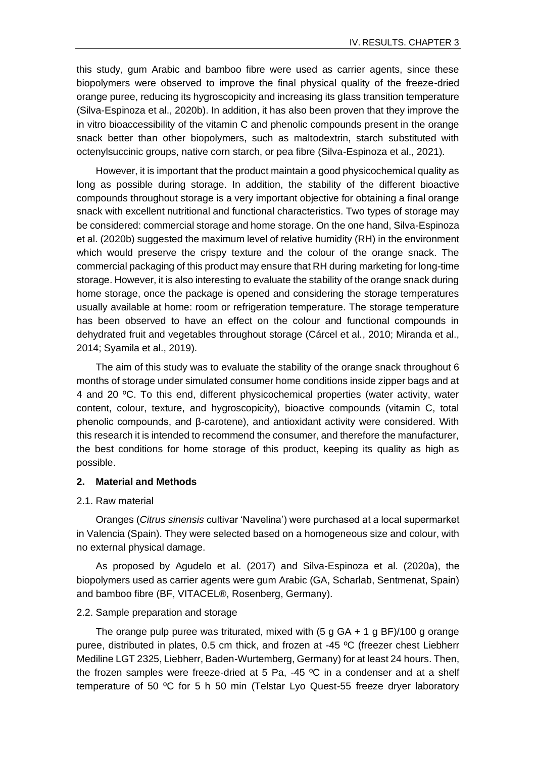this study, gum Arabic and bamboo fibre were used as carrier agents, since these biopolymers were observed to improve the final physical quality of the freeze-dried orange puree, reducing its hygroscopicity and increasing its glass transition temperature (Silva-Espinoza et al., 2020b). In addition, it has also been proven that they improve the in vitro bioaccessibility of the vitamin C and phenolic compounds present in the orange snack better than other biopolymers, such as maltodextrin, starch substituted with octenylsuccinic groups, native corn starch, or pea fibre (Silva-Espinoza et al., 2021).

However, it is important that the product maintain a good physicochemical quality as long as possible during storage. In addition, the stability of the different bioactive compounds throughout storage is a very important objective for obtaining a final orange snack with excellent nutritional and functional characteristics. Two types of storage may be considered: commercial storage and home storage. On the one hand, Silva-Espinoza et al. (2020b) suggested the maximum level of relative humidity (RH) in the environment which would preserve the crispy texture and the colour of the orange snack. The commercial packaging of this product may ensure that RH during marketing for long-time storage. However, it is also interesting to evaluate the stability of the orange snack during home storage, once the package is opened and considering the storage temperatures usually available at home: room or refrigeration temperature. The storage temperature has been observed to have an effect on the colour and functional compounds in dehydrated fruit and vegetables throughout storage (Cárcel et al., 2010; Miranda et al., 2014; Syamila et al., 2019).

The aim of this study was to evaluate the stability of the orange snack throughout 6 months of storage under simulated consumer home conditions inside zipper bags and at 4 and 20 ºC. To this end, different physicochemical properties (water activity, water content, colour, texture, and hygroscopicity), bioactive compounds (vitamin C, total phenolic compounds, and β-carotene), and antioxidant activity were considered. With this research it is intended to recommend the consumer, and therefore the manufacturer, the best conditions for home storage of this product, keeping its quality as high as possible.

## 2. Material and Methods

### 2.1. Raw material

Oranges (*Citrus sinensis* cultivar 'Navelina') were purchased at a local supermarket in Valencia (Spain). They were selected based on a homogeneous size and colour, with no external physical damage.

As proposed by Agudelo et al. (2017) and Silva-Espinoza et al. (2020a), the biopolymers used as carrier agents were gum Arabic (GA, Scharlab, Sentmenat, Spain) and bamboo fibre (BF, VITACEL®, Rosenberg, Germany).

### 2.2. Sample preparation and storage

The orange pulp puree was triturated, mixed with (5 g GA + 1 g BF)/100 g orange puree, distributed in plates, 0.5 cm thick, and frozen at -45 ºC (freezer chest Liebherr Mediline LGT 2325, Liebherr, Baden-Wurtemberg, Germany) for at least 24 hours. Then, the frozen samples were freeze-dried at 5 Pa, -45 ºC in a condenser and at a shelf temperature of 50 ºC for 5 h 50 min (Telstar Lyo Quest-55 freeze dryer laboratory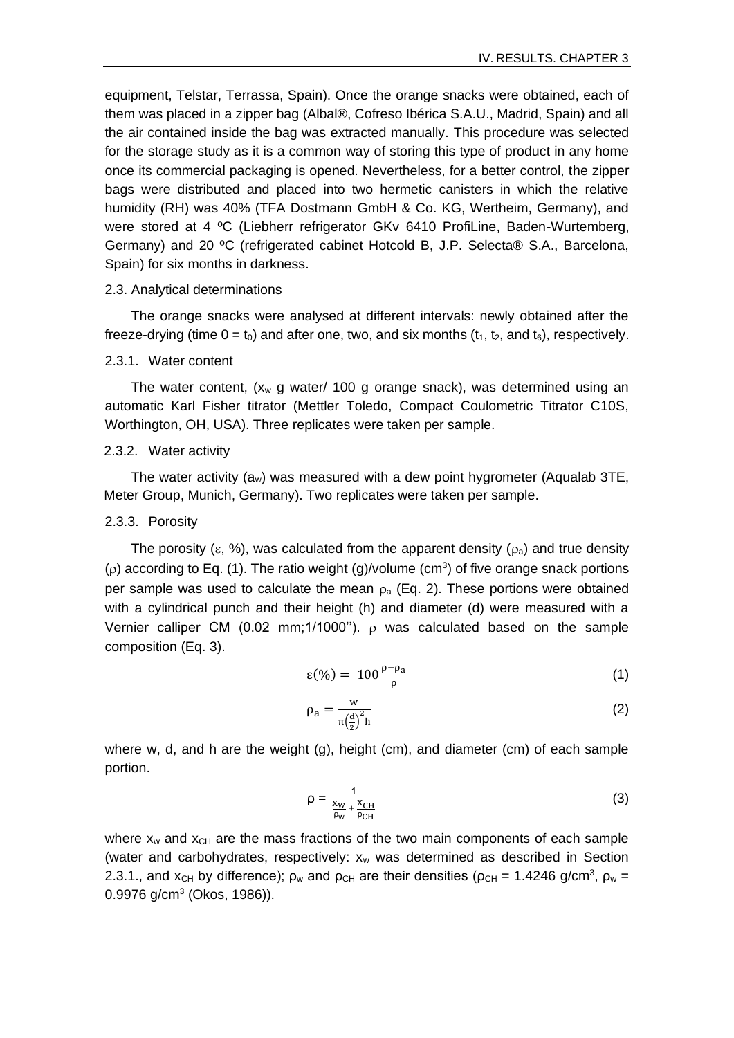equipment, Telstar, Terrassa, Spain). Once the orange snacks were obtained, each of them was placed in a zipper bag (Albal®, Cofreso Ibérica S.A.U., Madrid, Spain) and all the air contained inside the bag was extracted manually. This procedure was selected for the storage study as it is a common way of storing this type of product in any home once its commercial packaging is opened. Nevertheless, for a better control, the zipper bags were distributed and placed into two hermetic canisters in which the relative humidity (RH) was 40% (TFA Dostmann GmbH & Co. KG, Wertheim, Germany), and were stored at 4 ºC (Liebherr refrigerator GKv 6410 ProfiLine, Baden-Wurtemberg, Germany) and 20 ºC (refrigerated cabinet Hotcold B, J.P. Selecta® S.A., Barcelona, Spain) for six months in darkness.

### 2.3. Analytical determinations

The orange snacks were analysed at different intervals: newly obtained after the freeze-drying (time 0 = $t_0$) and after one, two, and six months ($t_1$, $t_2$, and $t_6$), respectively.

#### 2.3.1. Water content

The water content, ($x_w$ g water/ 100 g orange snack), was determined using an automatic Karl Fisher titrator (Mettler Toledo, Compact Coulometric Titrator C10S, Worthington, OH, USA). Three replicates were taken per sample.

#### 2.3.2. Water activity

The water activity ($a_w$) was measured with a dew point hygrometer (Aqualab 3TE, Meter Group, Munich, Germany). Two replicates were taken per sample.

#### 2.3.3. Porosity

The porosity ($\varepsilon$, %), was calculated from the apparent density ($\rho_a$) and true density ($\rho$) according to Eq. (1). The ratio weight (g)/volume (cm$^3$) of five orange snack portions per sample was used to calculate the mean $\rho_a$ (Eq. 2). These portions were obtained with a cylindrical punch and their height (h) and diameter (d) were measured with a Vernier calliper CM (0.02 mm;1/1000''). $\rho$ was calculated based on the sample composition (Eq. 3).

$$\varepsilon(\%) = 100\frac{\rho-\rho_a}{\rho} \tag{1}$$

$$\rho_a = \frac{w}{\pi\left(\frac{d}{2}\right)^2 h} \tag{2}$$

where w, d, and h are the weight (g), height (cm), and diameter (cm) of each sample portion.

$$\rho = \frac{1}{\frac{x_w}{\rho_w} + \frac{x_{CH}}{\rho_{CH}}} \tag{3}$$

where $x_w$ and $x_{CH}$ are the mass fractions of the two main components of each sample (water and carbohydrates, respectively: $x_w$ was determined as described in Section 2.3.1., and $x_{CH}$ by difference); $\rho_w$ and $\rho_{CH}$ are their densities ($\rho_{CH}$ = 1.4246 g/cm$^3$, $\rho_w$ = 0.9976 g/cm$^3$ (Okos, 1986)).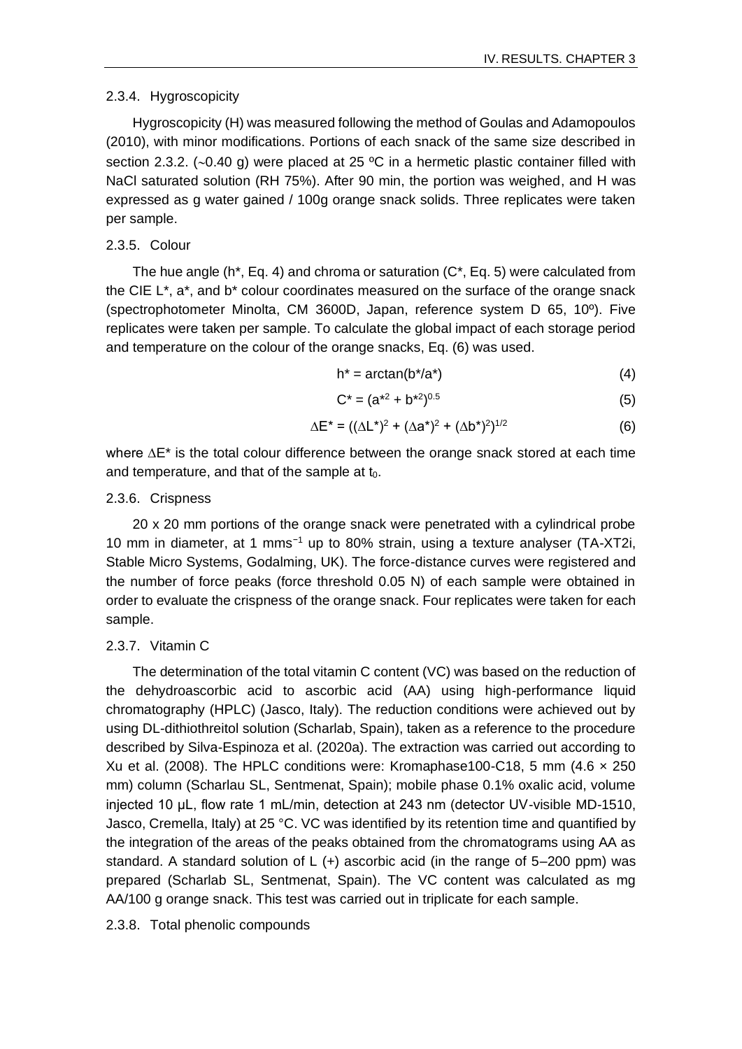### 2.3.4. Hygroscopicity

Hygroscopicity (H) was measured following the method of Goulas and Adamopoulos (2010), with minor modifications. Portions of each snack of the same size described in section 2.3.2. (~0.40 g) were placed at 25 ºC in a hermetic plastic container filled with NaCl saturated solution (RH 75%). After 90 min, the portion was weighed, and H was expressed as g water gained / 100g orange snack solids. Three replicates were taken per sample.

### 2.3.5. Colour

The hue angle (h*, Eq. 4) and chroma or saturation (C*, Eq. 5) were calculated from the CIE L*, a*, and b* colour coordinates measured on the surface of the orange snack (spectrophotometer Minolta, CM 3600D, Japan, reference system D 65, 10º). Five replicates were taken per sample. To calculate the global impact of each storage period and temperature on the colour of the orange snacks, Eq. (6) was used.

$$h^* = \arctan(b^*/a^*) \quad (4)$$

$$C^* = (a^{*2} + b^{*2})^{0.5} \quad (5)$$

$$\Delta E^* = ((\Delta L^*)^2 + (\Delta a^*)^2 + (\Delta b^*)^2)^{1/2} \quad (6)$$

where $\Delta E^*$ is the total colour difference between the orange snack stored at each time and temperature, and that of the sample at $t_0$.

### 2.3.6. Crispness

20 x 20 mm portions of the orange snack were penetrated with a cylindrical probe 10 mm in diameter, at 1 $mms^{-1}$ up to 80% strain, using a texture analyser (TA-XT2i, Stable Micro Systems, Godalming, UK). The force-distance curves were registered and the number of force peaks (force threshold 0.05 N) of each sample were obtained in order to evaluate the crispness of the orange snack. Four replicates were taken for each sample.

### 2.3.7. Vitamin C

The determination of the total vitamin C content (VC) was based on the reduction of the dehydroascorbic acid to ascorbic acid (AA) using high-performance liquid chromatography (HPLC) (Jasco, Italy). The reduction conditions were achieved out by using DL-dithiothreitol solution (Scharlab, Spain), taken as a reference to the procedure described by Silva-Espinoza et al. (2020a). The extraction was carried out according to Xu et al. (2008). The HPLC conditions were: Kromaphase100-C18, 5 mm (4.6 × 250 mm) column (Scharlau SL, Sentmenat, Spain); mobile phase 0.1% oxalic acid, volume injected 10 µL, flow rate 1 mL/min, detection at 243 nm (detector UV-visible MD-1510, Jasco, Cremella, Italy) at 25 °C. VC was identified by its retention time and quantified by the integration of the areas of the peaks obtained from the chromatograms using AA as standard. A standard solution of L (+) ascorbic acid (in the range of 5–200 ppm) was prepared (Scharlab SL, Sentmenat, Spain). The VC content was calculated as mg AA/100 g orange snack. This test was carried out in triplicate for each sample.

### 2.3.8. Total phenolic compounds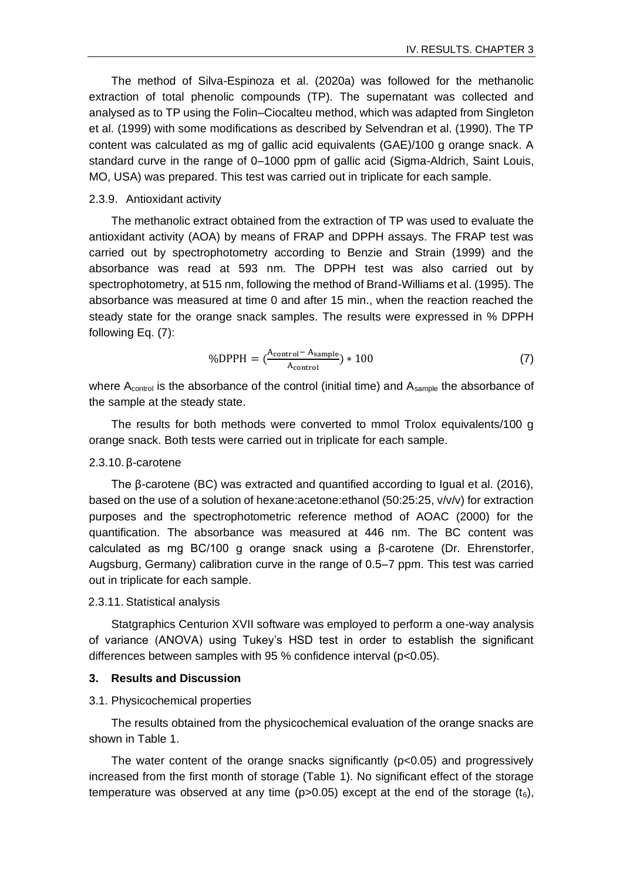The method of Silva-Espinoza et al. (2020a) was followed for the methanolic extraction of total phenolic compounds (TP). The supernatant was collected and analysed as to TP using the Folin–Ciocalteu method, which was adapted from Singleton et al. (1999) with some modifications as described by Selvendran et al. (1990). The TP content was calculated as mg of gallic acid equivalents (GAE)/100 g orange snack. A standard curve in the range of 0–1000 ppm of gallic acid (Sigma-Aldrich, Saint Louis, MO, USA) was prepared. This test was carried out in triplicate for each sample.

#### 2.3.9. Antioxidant activity

The methanolic extract obtained from the extraction of TP was used to evaluate the antioxidant activity (AOA) by means of FRAP and DPPH assays. The FRAP test was carried out by spectrophotometry according to Benzie and Strain (1999) and the absorbance was read at 593 nm. The DPPH test was also carried out by spectrophotometry, at 515 nm, following the method of Brand-Williams et al. (1995). The absorbance was measured at time 0 and after 15 min., when the reaction reached the steady state for the orange snack samples. The results were expressed in % DPPH following Eq. (7):

$$\%\text{DPPH} = \left(\frac{A_{\text{control}} - A_{\text{sample}}}{A_{\text{control}}}\right) * 100 \tag{7}$$

where $A_{control}$ is the absorbance of the control (initial time) and $A_{sample}$ the absorbance of the sample at the steady state.

The results for both methods were converted to mmol Trolox equivalents/100 g orange snack. Both tests were carried out in triplicate for each sample.

#### 2.3.10. β-carotene

The β-carotene (BC) was extracted and quantified according to Igual et al. (2016), based on the use of a solution of hexane:acetone:ethanol (50:25:25, v/v/v) for extraction purposes and the spectrophotometric reference method of AOAC (2000) for the quantification. The absorbance was measured at 446 nm. The BC content was calculated as mg BC/100 g orange snack using a β-carotene (Dr. Ehrenstorfer, Augsburg, Germany) calibration curve in the range of 0.5–7 ppm. This test was carried out in triplicate for each sample.

#### 2.3.11. Statistical analysis

Statgraphics Centurion XVII software was employed to perform a one-way analysis of variance (ANOVA) using Tukey's HSD test in order to establish the significant differences between samples with 95 % confidence interval ($p<0.05$).

## 3. Results and Discussion

### 3.1. Physicochemical properties

The results obtained from the physicochemical evaluation of the orange snacks are shown in Table 1.

The water content of the orange snacks significantly ($p<0.05$) and progressively increased from the first month of storage (Table 1). No significant effect of the storage temperature was observed at any time ($p>0.05$) except at the end of the storage ($t_6$),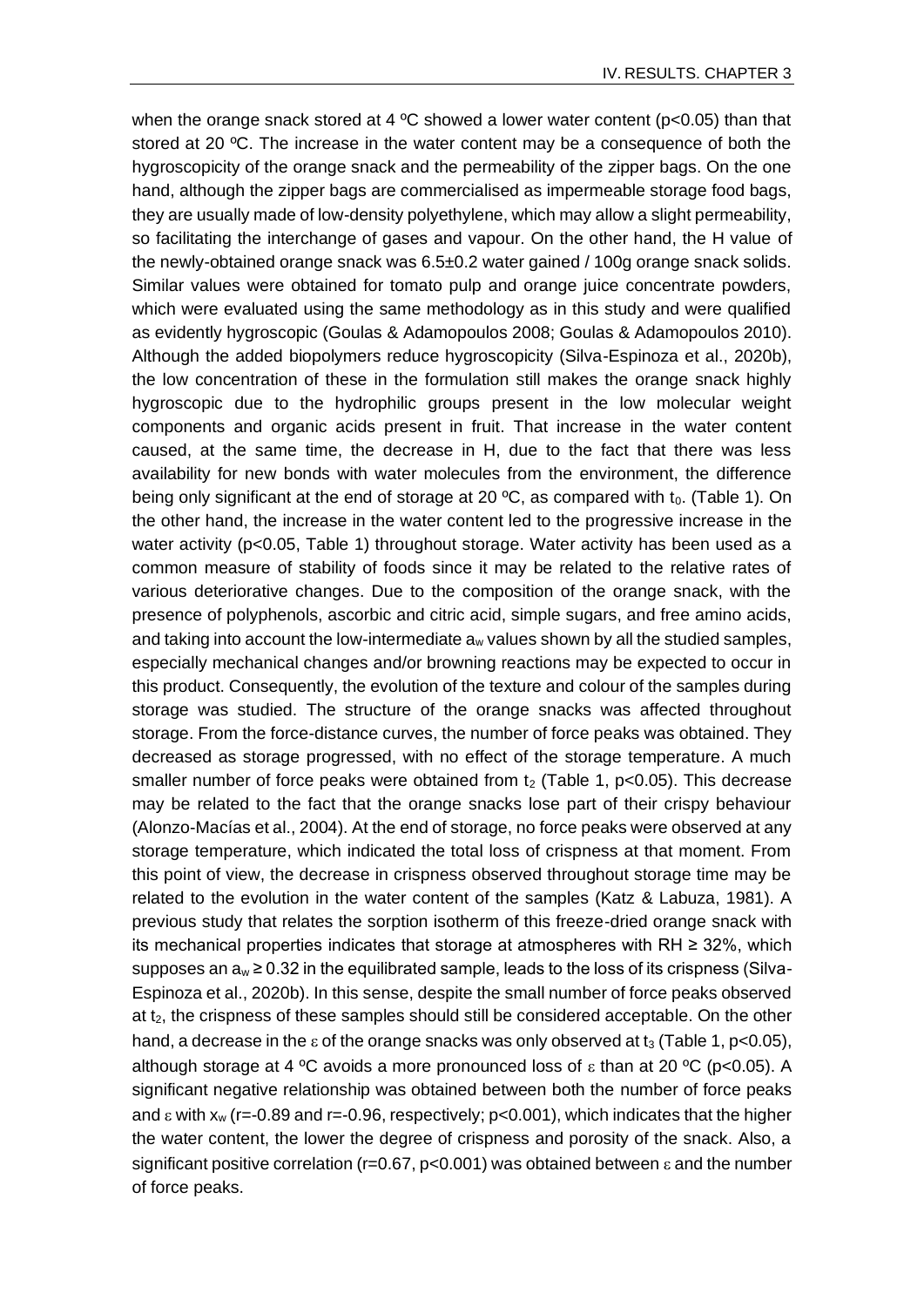when the orange snack stored at 4 ºC showed a lower water content ($p<0.05$) than that stored at 20 ºC. The increase in the water content may be a consequence of both the hygroscopicity of the orange snack and the permeability of the zipper bags. On the one hand, although the zipper bags are commercialised as impermeable storage food bags, they are usually made of low-density polyethylene, which may allow a slight permeability, so facilitating the interchange of gases and vapour. On the other hand, the H value of the newly-obtained orange snack was 6.5±0.2 water gained / 100g orange snack solids. Similar values were obtained for tomato pulp and orange juice concentrate powders, which were evaluated using the same methodology as in this study and were qualified as evidently hygroscopic (Goulas & Adamopoulos 2008; Goulas & Adamopoulos 2010). Although the added biopolymers reduce hygroscopicity (Silva-Espinoza et al., 2020b), the low concentration of these in the formulation still makes the orange snack highly hygroscopic due to the hydrophilic groups present in the low molecular weight components and organic acids present in fruit. That increase in the water content caused, at the same time, the decrease in H, due to the fact that there was less availability for new bonds with water molecules from the environment, the difference being only significant at the end of storage at 20 ºC, as compared with $t_0$. (Table 1). On the other hand, the increase in the water content led to the progressive increase in the water activity ($p<0.05$, Table 1) throughout storage. Water activity has been used as a common measure of stability of foods since it may be related to the relative rates of various deteriorative changes. Due to the composition of the orange snack, with the presence of polyphenols, ascorbic and citric acid, simple sugars, and free amino acids, and taking into account the low-intermediate $a_w$ values shown by all the studied samples, especially mechanical changes and/or browning reactions may be expected to occur in this product. Consequently, the evolution of the texture and colour of the samples during storage was studied. The structure of the orange snacks was affected throughout storage. From the force-distance curves, the number of force peaks was obtained. They decreased as storage progressed, with no effect of the storage temperature. A much smaller number of force peaks were obtained from $t_2$ (Table 1, $p<0.05$). This decrease may be related to the fact that the orange snacks lose part of their crispy behaviour (Alonzo-Macías et al., 2004). At the end of storage, no force peaks were observed at any storage temperature, which indicated the total loss of crispness at that moment. From this point of view, the decrease in crispness observed throughout storage time may be related to the evolution in the water content of the samples (Katz & Labuza, 1981). A previous study that relates the sorption isotherm of this freeze-dried orange snack with its mechanical properties indicates that storage at atmospheres with RH ≥ 32%, which supposes an $a_w \geq 0.32$ in the equilibrated sample, leads to the loss of its crispness (Silva-Espinoza et al., 2020b). In this sense, despite the small number of force peaks observed at $t_2$, the crispness of these samples should still be considered acceptable. On the other hand, a decrease in the $\varepsilon$ of the orange snacks was only observed at $t_3$ (Table 1, $p<0.05$), although storage at 4 ºC avoids a more pronounced loss of $\varepsilon$ than at 20 ºC ($p<0.05$). A significant negative relationship was obtained between both the number of force peaks and $\varepsilon$ with $x_w$ ($r=-0.89$ and $r=-0.96$, respectively; $p<0.001$), which indicates that the higher the water content, the lower the degree of crispness and porosity of the snack. Also, a significant positive correlation ($r=0.67$, $p<0.001$) was obtained between $\varepsilon$ and the number of force peaks.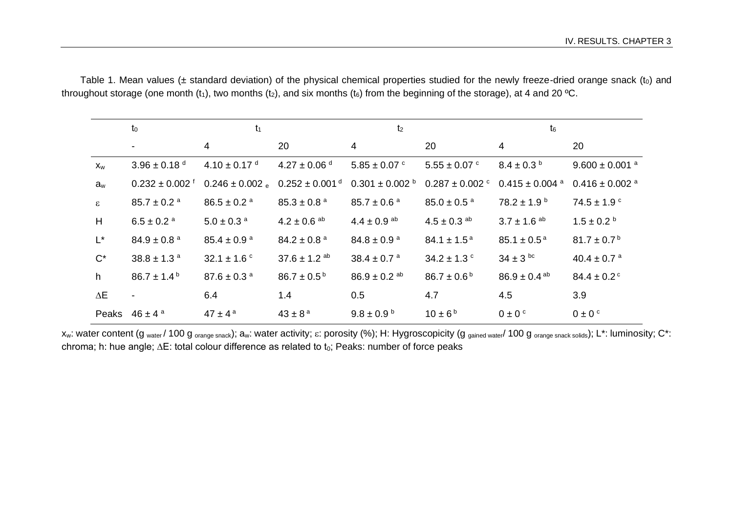Table 1. Mean values (± standard deviation) of the physical chemical properties studied for the newly freeze-dried orange snack ($t_0$) and throughout storage (one month ($t_1$), two months ($t_2$), and six months ($t_6$) from the beginning of the storage), at 4 and 20 ºC.

| | $t_0$ | $t_1$ | | $t_2$ | | $t_6$ | |
|---|---|---|---|---|---|---|---|
| | - | 4 | 20 | 4 | 20 | 4 | 20 |
| $x_w$ | $3.96 \pm 0.18^{d}$ | $4.10 \pm 0.17^{d}$ | $4.27 \pm 0.06^{d}$ | $5.85 \pm 0.07^{c}$ | $5.55 \pm 0.07^{c}$ | $8.4 \pm 0.3^{b}$ | $9.600 \pm 0.001^{a}$ |
| $a_w$ | $0.232 \pm 0.002^{f}$ | $0.246 \pm 0.002_{e}$ | $0.252 \pm 0.001^{d}$ | $0.301 \pm 0.002^{b}$ | $0.287 \pm 0.002^{c}$ | $0.415 \pm 0.004^{a}$ | $0.416 \pm 0.002^{a}$ |
| $\varepsilon$ | $85.7 \pm 0.2^{a}$ | $86.5 \pm 0.2^{a}$ | $85.3 \pm 0.8^{a}$ | $85.7 \pm 0.6^{a}$ | $85.0 \pm 0.5^{a}$ | $78.2 \pm 1.9^{b}$ | $74.5 \pm 1.9^{c}$ |
| H | $6.5 \pm 0.2^{a}$ | $5.0 \pm 0.3^{a}$ | $4.2 \pm 0.6^{ab}$ | $4.4 \pm 0.9^{ab}$ | $4.5 \pm 0.3^{ab}$ | $3.7 \pm 1.6^{ab}$ | $1.5 \pm 0.2^{b}$ |
| L* | $84.9 \pm 0.8^{a}$ | $85.4 \pm 0.9^{a}$ | $84.2 \pm 0.8^{a}$ | $84.8 \pm 0.9^{a}$ | $84.1 \pm 1.5^{a}$ | $85.1 \pm 0.5^{a}$ | $81.7 \pm 0.7^{b}$ |
| C* | $38.8 \pm 1.3^{a}$ | $32.1 \pm 1.6^{c}$ | $37.6 \pm 1.2^{ab}$ | $38.4 \pm 0.7^{a}$ | $34.2 \pm 1.3^{c}$ | $34 \pm 3^{bc}$ | $40.4 \pm 0.7^{a}$ |
| h | $86.7 \pm 1.4^{b}$ | $87.6 \pm 0.3^{a}$ | $86.7 \pm 0.5^{b}$ | $86.9 \pm 0.2^{ab}$ | $86.7 \pm 0.6^{b}$ | $86.9 \pm 0.4^{ab}$ | $84.4 \pm 0.2^{c}$ |
| $\Delta$E | - | 6.4 | 1.4 | 0.5 | 4.7 | 4.5 | 3.9 |
| Peaks | $46 \pm 4^{a}$ | $47 \pm 4^{a}$ | $43 \pm 8^{a}$ | $9.8 \pm 0.9^{b}$ | $10 \pm 6^{b}$ | $0 \pm 0^{c}$ | $0 \pm 0^{c}$ |

$x_w$: water content (g $_{water}$ / 100 g $_{orange\ snack}$); $a_w$: water activity; $\varepsilon$: porosity (%); H: Hygroscopicity (g $_{gained\ water}$/ 100 g $_{orange\ snack\ solids}$); L*: luminosity; C*: chroma; h: hue angle; $\Delta$E: total colour difference as related to $t_0$; Peaks: number of force peaks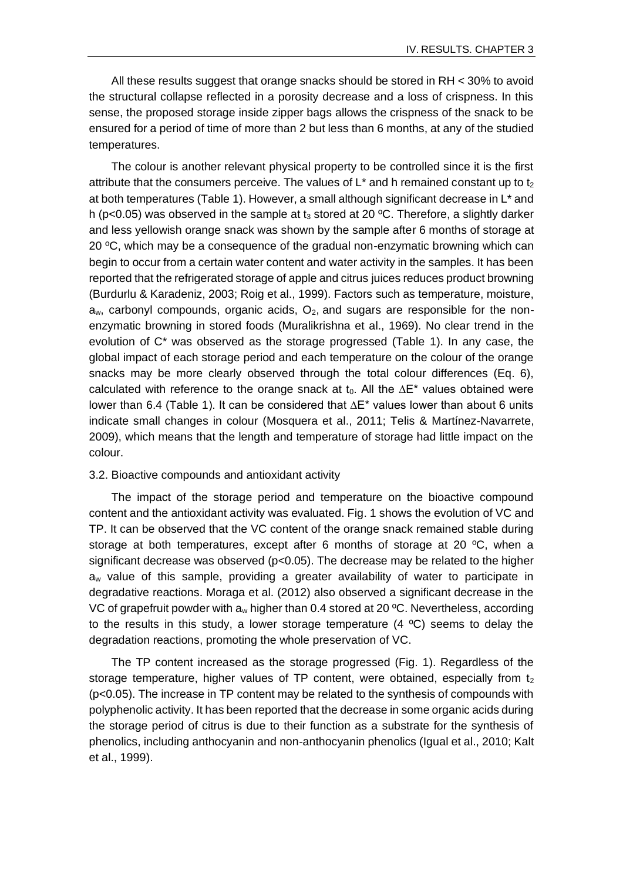All these results suggest that orange snacks should be stored in RH < 30% to avoid the structural collapse reflected in a porosity decrease and a loss of crispness. In this sense, the proposed storage inside zipper bags allows the crispness of the snack to be ensured for a period of time of more than 2 but less than 6 months, at any of the studied temperatures.

The colour is another relevant physical property to be controlled since it is the first attribute that the consumers perceive. The values of L* and h remained constant up to $t_2$ at both temperatures (Table 1). However, a small although significant decrease in L* and h ($p<0.05$) was observed in the sample at $t_3$ stored at 20 ºC. Therefore, a slightly darker and less yellowish orange snack was shown by the sample after 6 months of storage at 20 ºC, which may be a consequence of the gradual non-enzymatic browning which can begin to occur from a certain water content and water activity in the samples. It has been reported that the refrigerated storage of apple and citrus juices reduces product browning (Burdurlu & Karadeniz, 2003; Roig et al., 1999). Factors such as temperature, moisture, $a_w$, carbonyl compounds, organic acids, $O_2$, and sugars are responsible for the non-enzymatic browning in stored foods (Muralikrishna et al., 1969). No clear trend in the evolution of C* was observed as the storage progressed (Table 1). In any case, the global impact of each storage period and each temperature on the colour of the orange snacks may be more clearly observed through the total colour differences (Eq. 6), calculated with reference to the orange snack at $t_0$. All the $\Delta E^*$ values obtained were lower than 6.4 (Table 1). It can be considered that $\Delta E^*$ values lower than about 6 units indicate small changes in colour (Mosquera et al., 2011; Telis & Martínez-Navarrete, 2009), which means that the length and temperature of storage had little impact on the colour.

### 3.2. Bioactive compounds and antioxidant activity

The impact of the storage period and temperature on the bioactive compound content and the antioxidant activity was evaluated. Fig. 1 shows the evolution of VC and TP. It can be observed that the VC content of the orange snack remained stable during storage at both temperatures, except after 6 months of storage at 20 ºC, when a significant decrease was observed ($p<0.05$). The decrease may be related to the higher $a_w$ value of this sample, providing a greater availability of water to participate in degradative reactions. Moraga et al. (2012) also observed a significant decrease in the VC of grapefruit powder with $a_w$ higher than 0.4 stored at 20 ºC. Nevertheless, according to the results in this study, a lower storage temperature (4 ºC) seems to delay the degradation reactions, promoting the whole preservation of VC.

The TP content increased as the storage progressed (Fig. 1). Regardless of the storage temperature, higher values of TP content, were obtained, especially from $t_2$ ($p<0.05$). The increase in TP content may be related to the synthesis of compounds with polyphenolic activity. It has been reported that the decrease in some organic acids during the storage period of citrus is due to their function as a substrate for the synthesis of phenolics, including anthocyanin and non-anthocyanin phenolics (Igual et al., 2010; Kalt et al., 1999).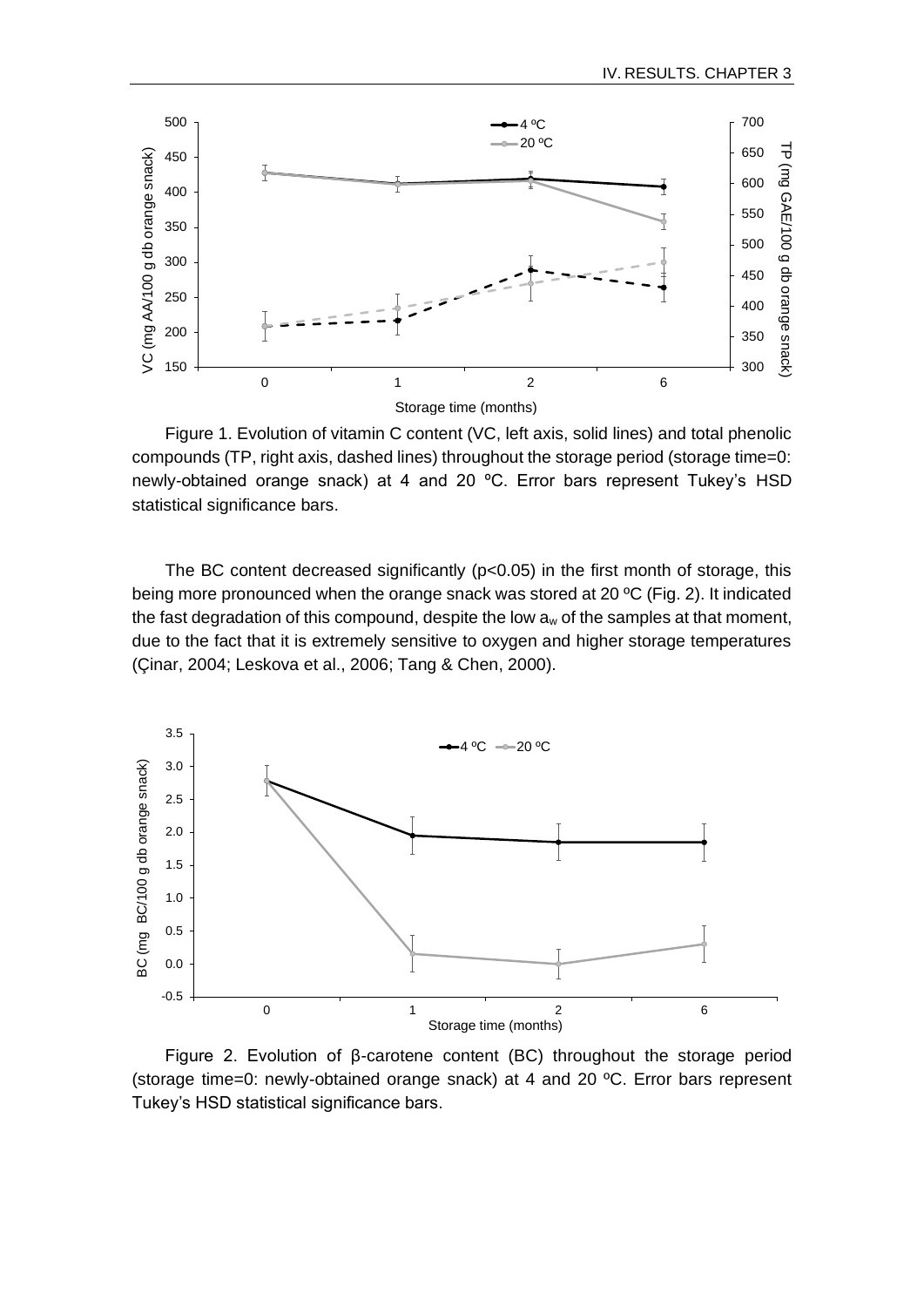Figure 1. Evolution of vitamin C content (VC, left axis, solid lines) and total phenolic compounds (TP, right axis, dashed lines) throughout the storage period (storage time=0: newly-obtained orange snack) at 4 and 20 ºC. Error bars represent Tukey's HSD statistical significance bars.

The BC content decreased significantly ($p<0.05$) in the first month of storage, this being more pronounced when the orange snack was stored at 20 ºC (Fig. 2). It indicated the fast degradation of this compound, despite the low $a_w$ of the samples at that moment, due to the fact that it is extremely sensitive to oxygen and higher storage temperatures (Çinar, 2004; Leskova et al., 2006; Tang & Chen, 2000).

Figure 2. Evolution of β-carotene content (BC) throughout the storage period (storage time=0: newly-obtained orange snack) at 4 and 20 ºC. Error bars represent Tukey's HSD statistical significance bars.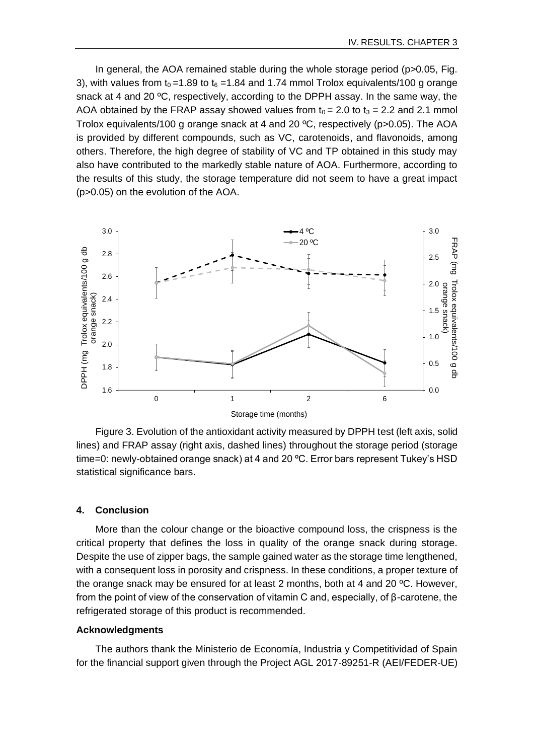In general, the AOA remained stable during the whole storage period ($p>0.05$, Fig. 3), with values from $t_0 = 1.89$ to $t_6 = 1.84$ and 1.74 mmol Trolox equivalents/100 g orange snack at 4 and 20 ºC, respectively, according to the DPPH assay. In the same way, the AOA obtained by the FRAP assay showed values from $t_0 = 2.0$ to $t_3 = 2.2$ and 2.1 mmol Trolox equivalents/100 g orange snack at 4 and 20 ºC, respectively ($p>0.05$). The AOA is provided by different compounds, such as VC, carotenoids, and flavonoids, among others. Therefore, the high degree of stability of VC and TP obtained in this study may also have contributed to the markedly stable nature of AOA. Furthermore, according to the results of this study, the storage temperature did not seem to have a great impact ($p>0.05$) on the evolution of the AOA.

Figure 3. Evolution of the antioxidant activity measured by DPPH test (left axis, solid lines) and FRAP assay (right axis, dashed lines) throughout the storage period (storage time=0: newly-obtained orange snack) at 4 and 20 ºC. Error bars represent Tukey's HSD statistical significance bars.

## 4. Conclusion

More than the colour change or the bioactive compound loss, the crispness is the critical property that defines the loss in quality of the orange snack during storage. Despite the use of zipper bags, the sample gained water as the storage time lengthened, with a consequent loss in porosity and crispness. In these conditions, a proper texture of the orange snack may be ensured for at least 2 months, both at 4 and 20 ºC. However, from the point of view of the conservation of vitamin C and, especially, of β-carotene, the refrigerated storage of this product is recommended.

### Acknowledgments

The authors thank the Ministerio de Economía, Industria y Competitividad of Spain for the financial support given through the Project AGL 2017-89251-R (AEI/FEDER-UE)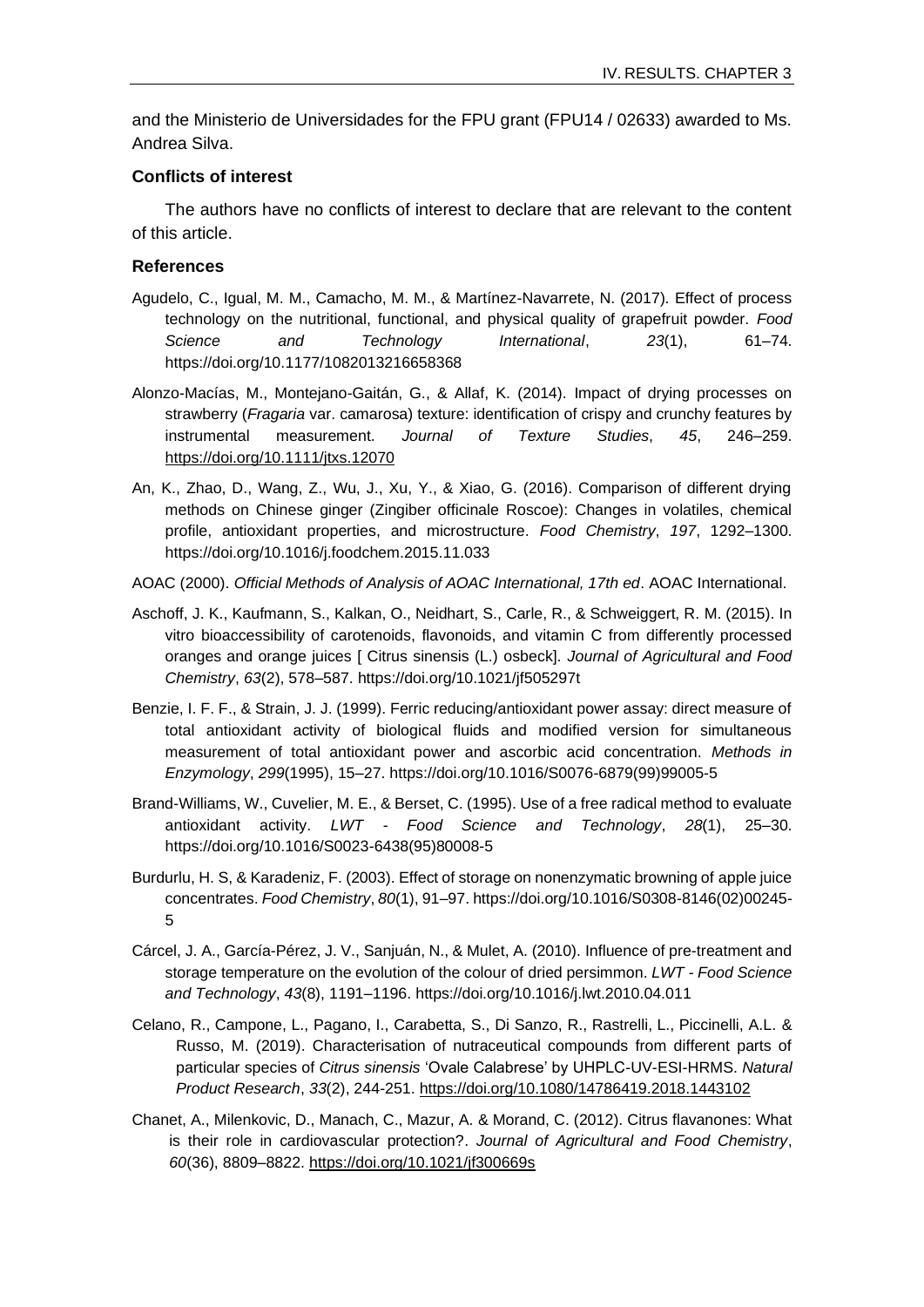and the Ministerio de Universidades for the FPU grant (FPU14 / 02633) awarded to Ms. Andrea Silva.

### Conflicts of interest

The authors have no conflicts of interest to declare that are relevant to the content of this article.

### References

Agudelo, C., Igual, M. M., Camacho, M. M., & Martínez-Navarrete, N. (2017). Effect of process technology on the nutritional, functional, and physical quality of grapefruit powder. *Food Science and Technology International*, *23*(1), 61–74. https://doi.org/10.1177/1082013216658368

Alonzo-Macías, M., Montejano-Gaitán, G., & Allaf, K. (2014). Impact of drying processes on strawberry (*Fragaria* var. camarosa) texture: identification of crispy and crunchy features by instrumental measurement. *Journal of Texture Studies*, *45*, 246–259. https://doi.org/10.1111/jtxs.12070

An, K., Zhao, D., Wang, Z., Wu, J., Xu, Y., & Xiao, G. (2016). Comparison of different drying methods on Chinese ginger (Zingiber officinale Roscoe): Changes in volatiles, chemical profile, antioxidant properties, and microstructure. *Food Chemistry*, *197*, 1292–1300. https://doi.org/10.1016/j.foodchem.2015.11.033

AOAC (2000). *Official Methods of Analysis of AOAC International, 17th ed*. AOAC International.

Aschoff, J. K., Kaufmann, S., Kalkan, O., Neidhart, S., Carle, R., & Schweiggert, R. M. (2015). In vitro bioaccessibility of carotenoids, flavonoids, and vitamin C from differently processed oranges and orange juices [ Citrus sinensis (L.) osbeck]. *Journal of Agricultural and Food Chemistry*, *63*(2), 578–587. https://doi.org/10.1021/jf505297t

Benzie, I. F. F., & Strain, J. J. (1999). Ferric reducing/antioxidant power assay: direct measure of total antioxidant activity of biological fluids and modified version for simultaneous measurement of total antioxidant power and ascorbic acid concentration. *Methods in Enzymology*, *299*(1995), 15–27. https://doi.org/10.1016/S0076-6879(99)99005-5

Brand-Williams, W., Cuvelier, M. E., & Berset, C. (1995). Use of a free radical method to evaluate antioxidant activity. *LWT - Food Science and Technology*, *28*(1), 25–30. https://doi.org/10.1016/S0023-6438(95)80008-5

Burdurlu, H. S, & Karadeniz, F. (2003). Effect of storage on nonenzymatic browning of apple juice concentrates. *Food Chemistry*, *80*(1), 91–97. https://doi.org/10.1016/S0308-8146(02)00245-5

Cárcel, J. A., García-Pérez, J. V., Sanjuán, N., & Mulet, A. (2010). Influence of pre-treatment and storage temperature on the evolution of the colour of dried persimmon. *LWT - Food Science and Technology*, *43*(8), 1191–1196. https://doi.org/10.1016/j.lwt.2010.04.011

Celano, R., Campone, L., Pagano, I., Carabetta, S., Di Sanzo, R., Rastrelli, L., Piccinelli, A.L. & Russo, M. (2019). Characterisation of nutraceutical compounds from different parts of particular species of *Citrus sinensis* 'Ovale Calabrese' by UHPLC-UV-ESI-HRMS. *Natural Product Research*, *33*(2), 244-251. https://doi.org/10.1080/14786419.2018.1443102

Chanet, A., Milenkovic, D., Manach, C., Mazur, A. & Morand, C. (2012). Citrus flavanones: What is their role in cardiovascular protection?. *Journal of Agricultural and Food Chemistry*, *60*(36), 8809–8822. https://doi.org/10.1021/jf300669s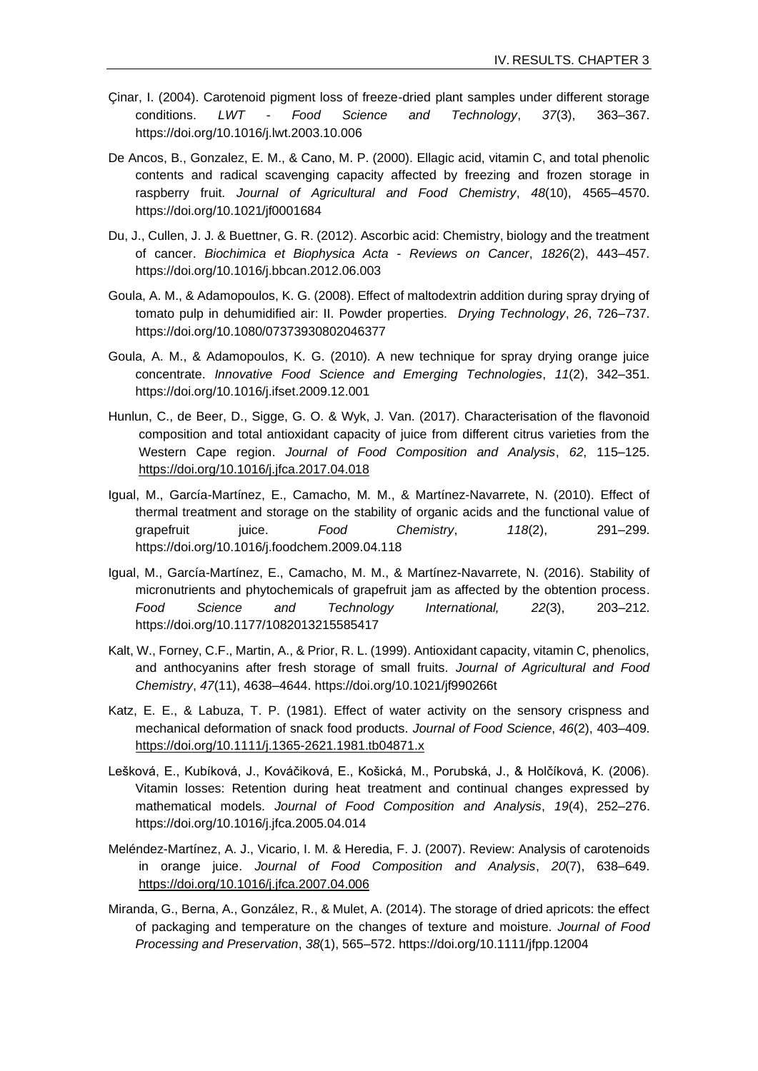Çinar, I. (2004). Carotenoid pigment loss of freeze-dried plant samples under different storage conditions. *LWT - Food Science and Technology*, *37*(3), 363–367. https://doi.org/10.1016/j.lwt.2003.10.006

De Ancos, B., Gonzalez, E. M., & Cano, M. P. (2000). Ellagic acid, vitamin C, and total phenolic contents and radical scavenging capacity affected by freezing and frozen storage in raspberry fruit. *Journal of Agricultural and Food Chemistry*, *48*(10), 4565–4570. https://doi.org/10.1021/jf0001684

Du, J., Cullen, J. J. & Buettner, G. R. (2012). Ascorbic acid: Chemistry, biology and the treatment of cancer. *Biochimica et Biophysica Acta - Reviews on Cancer*, *1826*(2), 443–457. https://doi.org/10.1016/j.bbcan.2012.06.003

Goula, A. M., & Adamopoulos, K. G. (2008). Effect of maltodextrin addition during spray drying of tomato pulp in dehumidified air: II. Powder properties. *Drying Technology*, *26*, 726–737. https://doi.org/10.1080/07373930802046377

Goula, A. M., & Adamopoulos, K. G. (2010). A new technique for spray drying orange juice concentrate. *Innovative Food Science and Emerging Technologies*, *11*(2), 342–351. https://doi.org/10.1016/j.ifset.2009.12.001

Hunlun, C., de Beer, D., Sigge, G. O. & Wyk, J. Van. (2017). Characterisation of the flavonoid composition and total antioxidant capacity of juice from different citrus varieties from the Western Cape region. *Journal of Food Composition and Analysis*, *62*, 115–125. https://doi.org/10.1016/j.jfca.2017.04.018

Igual, M., García-Martínez, E., Camacho, M. M., & Martínez-Navarrete, N. (2010). Effect of thermal treatment and storage on the stability of organic acids and the functional value of grapefruit juice. *Food Chemistry*, *118*(2), 291–299. https://doi.org/10.1016/j.foodchem.2009.04.118

Igual, M., García-Martínez, E., Camacho, M. M., & Martínez-Navarrete, N. (2016). Stability of micronutrients and phytochemicals of grapefruit jam as affected by the obtention process. *Food Science and Technology International, 22*(3), 203–212. https://doi.org/10.1177/1082013215585417

Kalt, W., Forney, C.F., Martin, A., & Prior, R. L. (1999). Antioxidant capacity, vitamin C, phenolics, and anthocyanins after fresh storage of small fruits. *Journal of Agricultural and Food Chemistry*, *47*(11), 4638–4644. https://doi.org/10.1021/jf990266t

Katz, E. E., & Labuza, T. P. (1981). Effect of water activity on the sensory crispness and mechanical deformation of snack food products. *Journal of Food Science*, *46*(2), 403–409. https://doi.org/10.1111/j.1365-2621.1981.tb04871.x

Lešková, E., Kubíková, J., Kováčiková, E., Košická, M., Porubská, J., & Holčíková, K. (2006). Vitamin losses: Retention during heat treatment and continual changes expressed by mathematical models. *Journal of Food Composition and Analysis*, *19*(4), 252–276. https://doi.org/10.1016/j.jfca.2005.04.014

Meléndez-Martínez, A. J., Vicario, I. M. & Heredia, F. J. (2007). Review: Analysis of carotenoids in orange juice. *Journal of Food Composition and Analysis*, *20*(7), 638–649. https://doi.org/10.1016/j.jfca.2007.04.006

Miranda, G., Berna, A., González, R., & Mulet, A. (2014). The storage of dried apricots: the effect of packaging and temperature on the changes of texture and moisture. *Journal of Food Processing and Preservation*, *38*(1), 565–572. https://doi.org/10.1111/jfpp.12004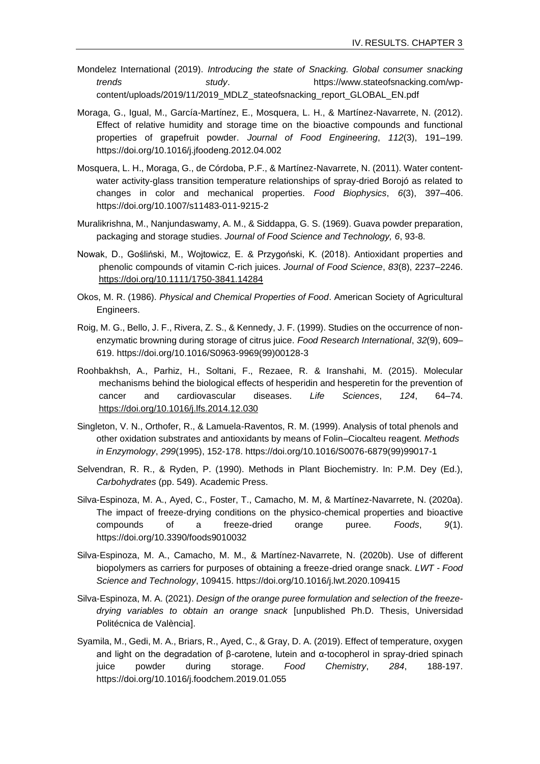Mondelez International (2019). *Introducing the state of Snacking. Global consumer snacking trends study*. https://www.stateofsnacking.com/wp-content/uploads/2019/11/2019_MDLZ_stateofsnacking_report_GLOBAL_EN.pdf

Moraga, G., Igual, M., García-Martínez, E., Mosquera, L. H., & Martínez-Navarrete, N. (2012). Effect of relative humidity and storage time on the bioactive compounds and functional properties of grapefruit powder. *Journal of Food Engineering*, *112*(3), 191–199. https://doi.org/10.1016/j.jfoodeng.2012.04.002

Mosquera, L. H., Moraga, G., de Córdoba, P.F., & Martínez-Navarrete, N. (2011). Water content-water activity-glass transition temperature relationships of spray-dried Borojó as related to changes in color and mechanical properties. *Food Biophysics*, *6*(3), 397–406. https://doi.org/10.1007/s11483-011-9215-2

Muralikrishna, M., Nanjundaswamy, A. M., & Siddappa, G. S. (1969). Guava powder preparation, packaging and storage studies. *Journal of Food Science and Technology, 6*, 93-8.

Nowak, D., Gośliński, M., Wojtowicz, E. & Przygoński, K. (2018). Antioxidant properties and phenolic compounds of vitamin C-rich juices. *Journal of Food Science*, *83*(8), 2237–2246. https://doi.org/10.1111/1750-3841.14284

Okos, M. R. (1986). *Physical and Chemical Properties of Food*. American Society of Agricultural Engineers.

Roig, M. G., Bello, J. F., Rivera, Z. S., & Kennedy, J. F. (1999). Studies on the occurrence of non-enzymatic browning during storage of citrus juice. *Food Research International*, *32*(9), 609–619. https://doi.org/10.1016/S0963-9969(99)00128-3

Roohbakhsh, A., Parhiz, H., Soltani, F., Rezaee, R. & Iranshahi, M. (2015). Molecular mechanisms behind the biological effects of hesperidin and hesperetin for the prevention of cancer and cardiovascular diseases. *Life Sciences*, *124*, 64–74. https://doi.org/10.1016/j.lfs.2014.12.030

Singleton, V. N., Orthofer, R., & Lamuela-Raventos, R. M. (1999). Analysis of total phenols and other oxidation substrates and antioxidants by means of Folin–Ciocalteu reagent. *Methods in Enzymology*, *299*(1995), 152-178. https://doi.org/10.1016/S0076-6879(99)99017-1

Selvendran, R. R., & Ryden, P. (1990). Methods in Plant Biochemistry. In: P.M. Dey (Ed.), *Carbohydrates* (pp. 549). Academic Press.

Silva-Espinoza, M. A., Ayed, C., Foster, T., Camacho, M. M, & Martínez-Navarrete, N. (2020a). The impact of freeze-drying conditions on the physico-chemical properties and bioactive compounds of a freeze-dried orange puree. *Foods*, *9*(1). https://doi.org/10.3390/foods9010032

Silva-Espinoza, M. A., Camacho, M. M., & Martínez-Navarrete, N. (2020b). Use of different biopolymers as carriers for purposes of obtaining a freeze-dried orange snack. *LWT - Food Science and Technology*, 109415. https://doi.org/10.1016/j.lwt.2020.109415

Silva-Espinoza, M. A. (2021). *Design of the orange puree formulation and selection of the freeze-drying variables to obtain an orange snack* [unpublished Ph.D. Thesis, Universidad Politécnica de València].

Syamila, M., Gedi, M. A., Briars, R., Ayed, C., & Gray, D. A. (2019). Effect of temperature, oxygen and light on the degradation of β-carotene, lutein and α-tocopherol in spray-dried spinach juice powder during storage. *Food Chemistry*, *284*, 188-197. https://doi.org/10.1016/j.foodchem.2019.01.055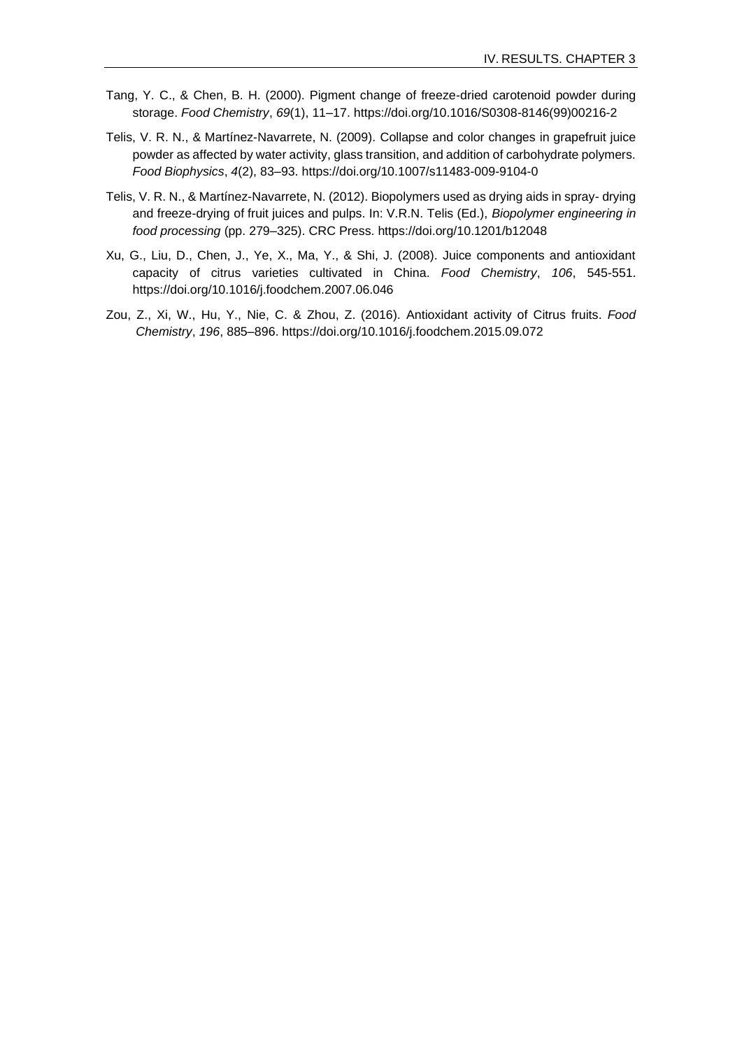Tang, Y. C., & Chen, B. H. (2000). Pigment change of freeze-dried carotenoid powder during storage. *Food Chemistry*, *69*(1), 11–17. https://doi.org/10.1016/S0308-8146(99)00216-2

Telis, V. R. N., & Martínez-Navarrete, N. (2009). Collapse and color changes in grapefruit juice powder as affected by water activity, glass transition, and addition of carbohydrate polymers. *Food Biophysics*, *4*(2), 83–93. https://doi.org/10.1007/s11483-009-9104-0

Telis, V. R. N., & Martínez-Navarrete, N. (2012). Biopolymers used as drying aids in spray- drying and freeze-drying of fruit juices and pulps. In: V.R.N. Telis (Ed.), *Biopolymer engineering in food processing* (pp. 279–325). CRC Press. https://doi.org/10.1201/b12048

Xu, G., Liu, D., Chen, J., Ye, X., Ma, Y., & Shi, J. (2008). Juice components and antioxidant capacity of citrus varieties cultivated in China. *Food Chemistry*, *106*, 545-551. https://doi.org/10.1016/j.foodchem.2007.06.046

Zou, Z., Xi, W., Hu, Y., Nie, C. & Zhou, Z. (2016). Antioxidant activity of Citrus fruits. *Food Chemistry*, *196*, 885–896. https://doi.org/10.1016/j.foodchem.2015.09.072